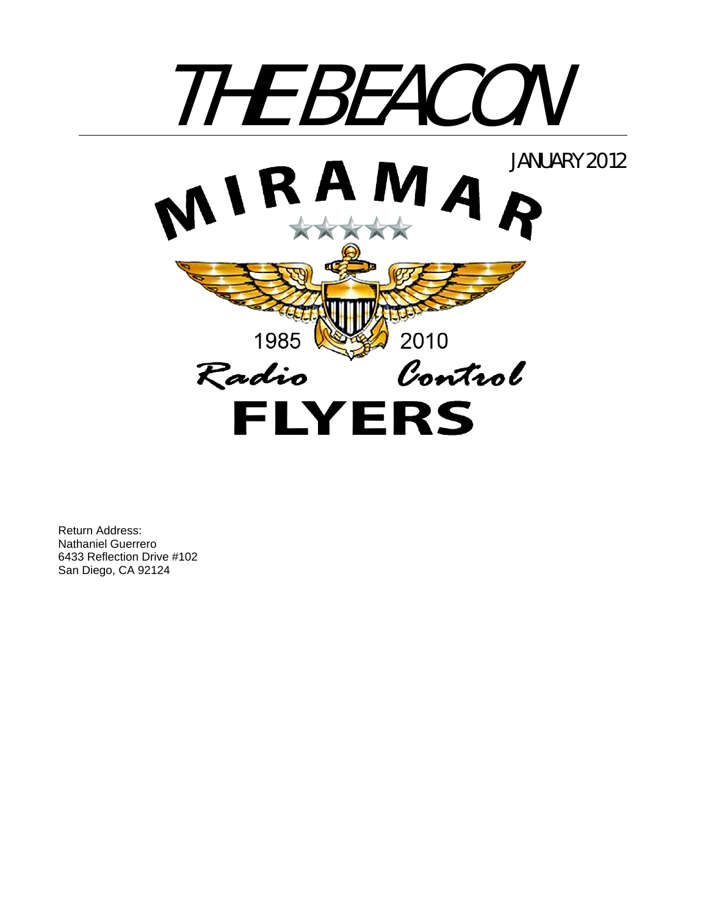# THE BEACON

JANUARY 2012

MIRAMAR

1985 2010

*Radio Control*

**FLYERS**

Return Address:
Nathaniel Guerrero
6433 Reflection Drive #102
San Diego, CA 92124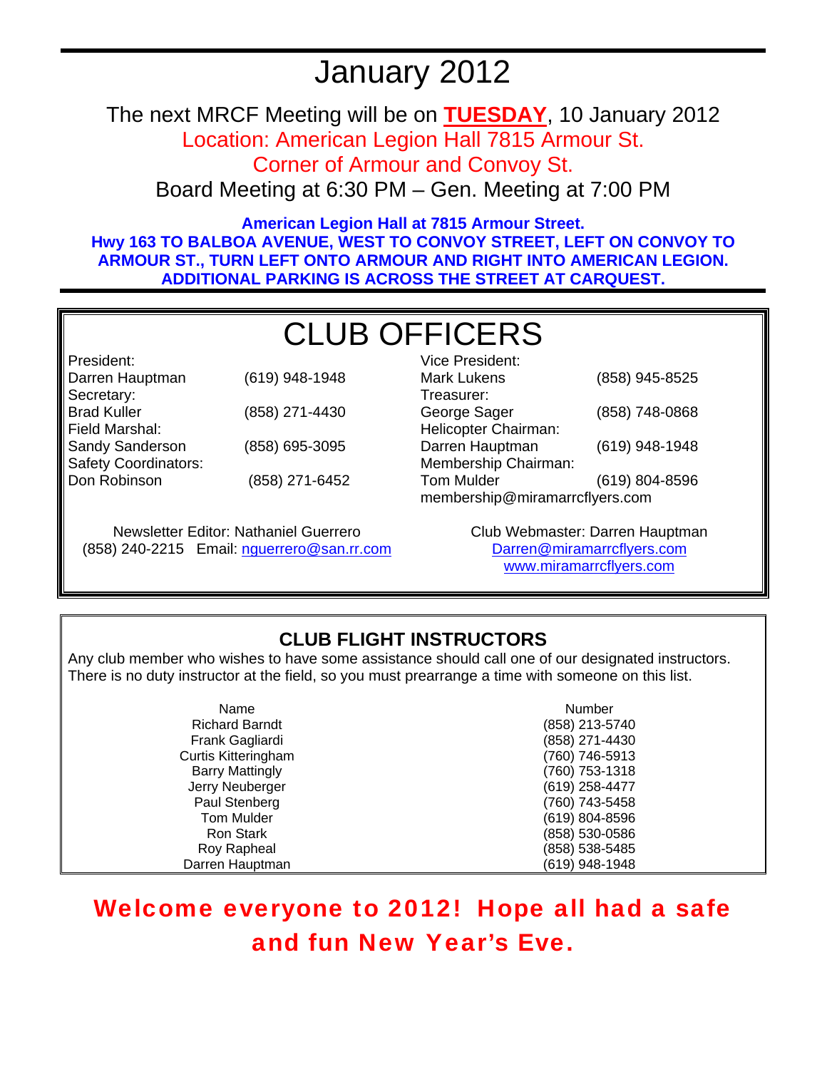# January 2012

The next MRCF Meeting will be on **TUESDAY**, 10 January 2012

Location: American Legion Hall 7815 Armour St.

Corner of Armour and Convoy St.

Board Meeting at 6:30 PM – Gen. Meeting at 7:00 PM

**American Legion Hall at 7815 Armour Street.**
**Hwy 163 TO BALBOA AVENUE, WEST TO CONVOY STREET, LEFT ON CONVOY TO ARMOUR ST., TURN LEFT ONTO ARMOUR AND RIGHT INTO AMERICAN LEGION. ADDITIONAL PARKING IS ACROSS THE STREET AT CARQUEST.**

## CLUB OFFICERS

President:
Darren Hauptman (619) 948-1948

Secretary:
Brad Kuller (858) 271-4430

Field Marshal:
Sandy Sanderson (858) 695-3095

Safety Coordinators:
Don Robinson (858) 271-6452

Vice President:
Mark Lukens (858) 945-8525

Treasurer:
George Sager (858) 748-0868

Helicopter Chairman:
Darren Hauptman (619) 948-1948

Membership Chairman:
Tom Mulder (619) 804-8596
membership@miramarrcflyers.com

Newsletter Editor: Nathaniel Guerrero
(858) 240-2215 Email: nguerrero@san.rr.com

Club Webmaster: Darren Hauptman
Darren@miramarrcflyers.com
www.miramarrcflyers.com

## CLUB FLIGHT INSTRUCTORS

Any club member who wishes to have some assistance should call one of our designated instructors. There is no duty instructor at the field, so you must prearrange a time with someone on this list.

| Name | Number |
|---|---|
| Richard Barndt | (858) 213-5740 |
| Frank Gagliardi | (858) 271-4430 |
| Curtis Kitteringham | (760) 746-5913 |
| Barry Mattingly | (760) 753-1318 |
| Jerry Neuberger | (619) 258-4477 |
| Paul Stenberg | (760) 743-5458 |
| Tom Mulder | (619) 804-8596 |
| Ron Stark | (858) 530-0586 |
| Roy Rapheal | (858) 538-5485 |
| Darren Hauptman | (619) 948-1948 |

**Welcome everyone to 2012! Hope all had a safe and fun New Year's Eve.**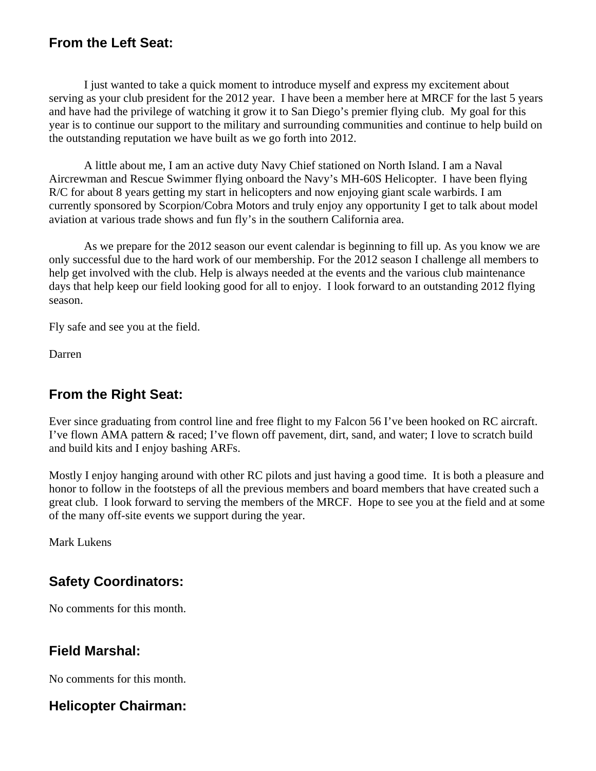## From the Left Seat:

I just wanted to take a quick moment to introduce myself and express my excitement about serving as your club president for the 2012 year. I have been a member here at MRCF for the last 5 years and have had the privilege of watching it grow it to San Diego's premier flying club. My goal for this year is to continue our support to the military and surrounding communities and continue to help build on the outstanding reputation we have built as we go forth into 2012.

A little about me, I am an active duty Navy Chief stationed on North Island. I am a Naval Aircrewman and Rescue Swimmer flying onboard the Navy's MH-60S Helicopter. I have been flying R/C for about 8 years getting my start in helicopters and now enjoying giant scale warbirds. I am currently sponsored by Scorpion/Cobra Motors and truly enjoy any opportunity I get to talk about model aviation at various trade shows and fun fly's in the southern California area.

As we prepare for the 2012 season our event calendar is beginning to fill up. As you know we are only successful due to the hard work of our membership. For the 2012 season I challenge all members to help get involved with the club. Help is always needed at the events and the various club maintenance days that help keep our field looking good for all to enjoy. I look forward to an outstanding 2012 flying season.

Fly safe and see you at the field.

Darren

## From the Right Seat:

Ever since graduating from control line and free flight to my Falcon 56 I've been hooked on RC aircraft. I've flown AMA pattern & raced; I've flown off pavement, dirt, sand, and water; I love to scratch build and build kits and I enjoy bashing ARFs.

Mostly I enjoy hanging around with other RC pilots and just having a good time. It is both a pleasure and honor to follow in the footsteps of all the previous members and board members that have created such a great club. I look forward to serving the members of the MRCF. Hope to see you at the field and at some of the many off-site events we support during the year.

Mark Lukens

## Safety Coordinators:

No comments for this month.

## Field Marshal:

No comments for this month.

## Helicopter Chairman: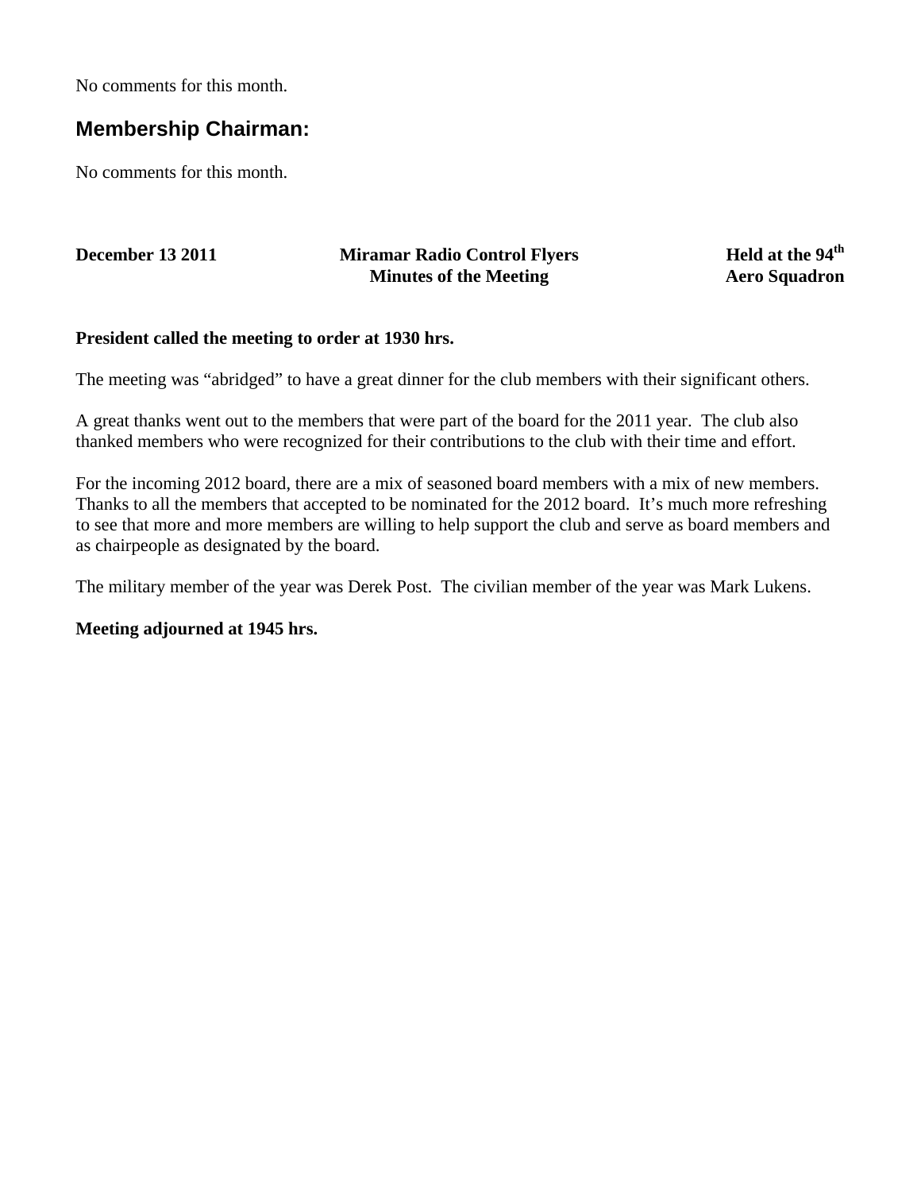No comments for this month.

## Membership Chairman:

No comments for this month.

**December 13 2011** **Miramar Radio Control Flyers** **Held at the 94th**
**Minutes of the Meeting** **Aero Squadron**

**President called the meeting to order at 1930 hrs.**

The meeting was “abridged” to have a great dinner for the club members with their significant others.

A great thanks went out to the members that were part of the board for the 2011 year. The club also thanked members who were recognized for their contributions to the club with their time and effort.

For the incoming 2012 board, there are a mix of seasoned board members with a mix of new members. Thanks to all the members that accepted to be nominated for the 2012 board. It’s much more refreshing to see that more and more members are willing to help support the club and serve as board members and as chairpeople as designated by the board.

The military member of the year was Derek Post. The civilian member of the year was Mark Lukens.

**Meeting adjourned at 1945 hrs.**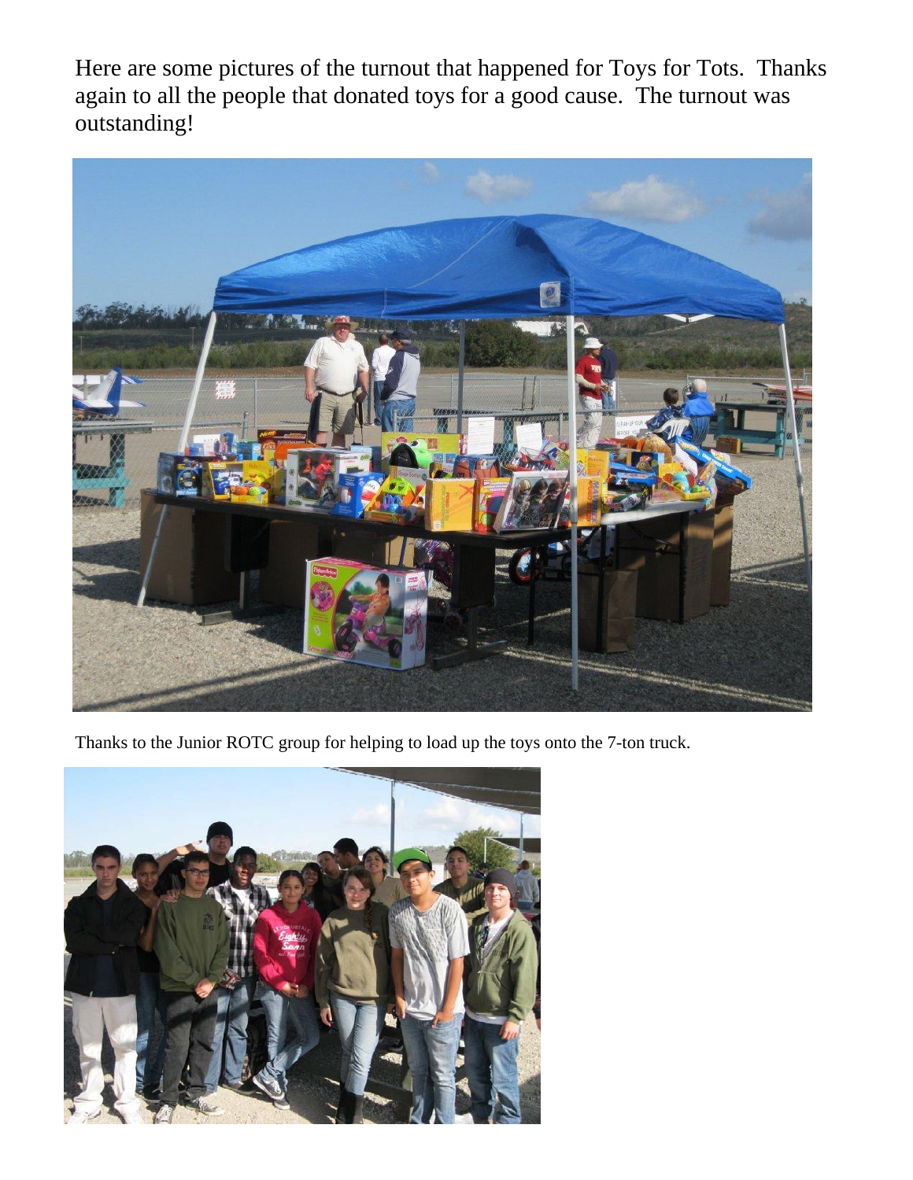Here are some pictures of the turnout that happened for Toys for Tots. Thanks again to all the people that donated toys for a good cause. The turnout was outstanding!

Thanks to the Junior ROTC group for helping to load up the toys onto the 7-ton truck.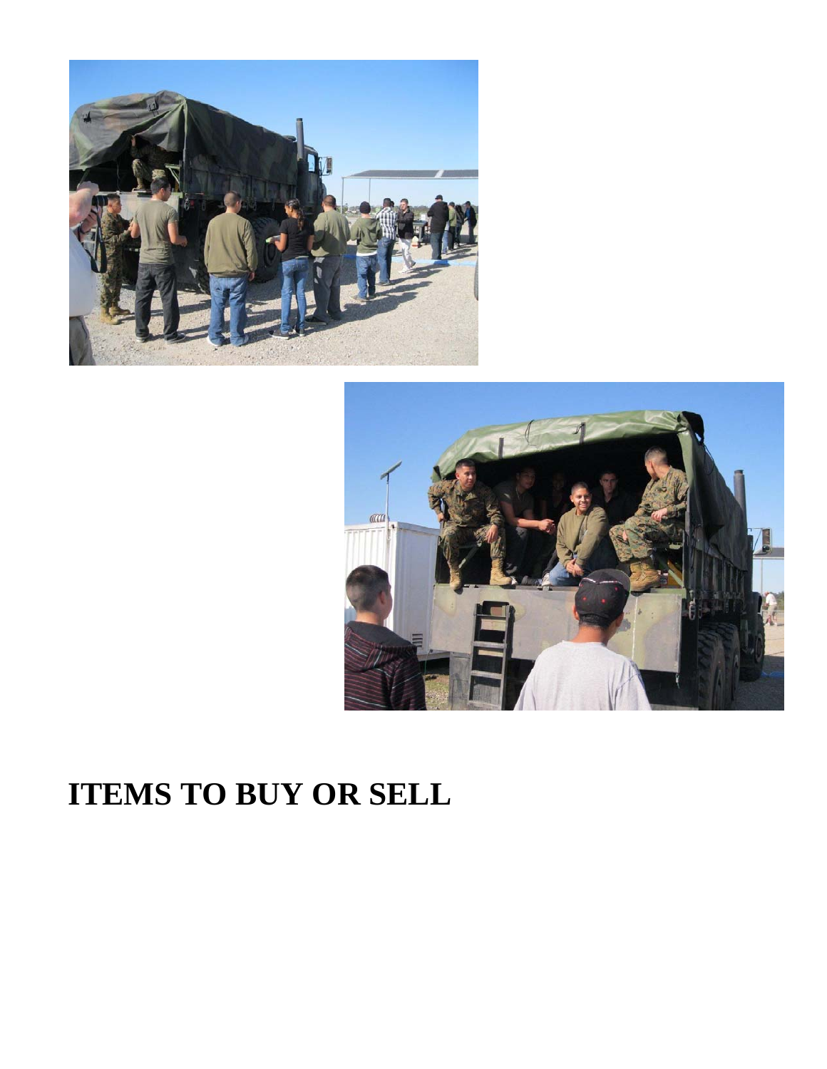# ITEMS TO BUY OR SELL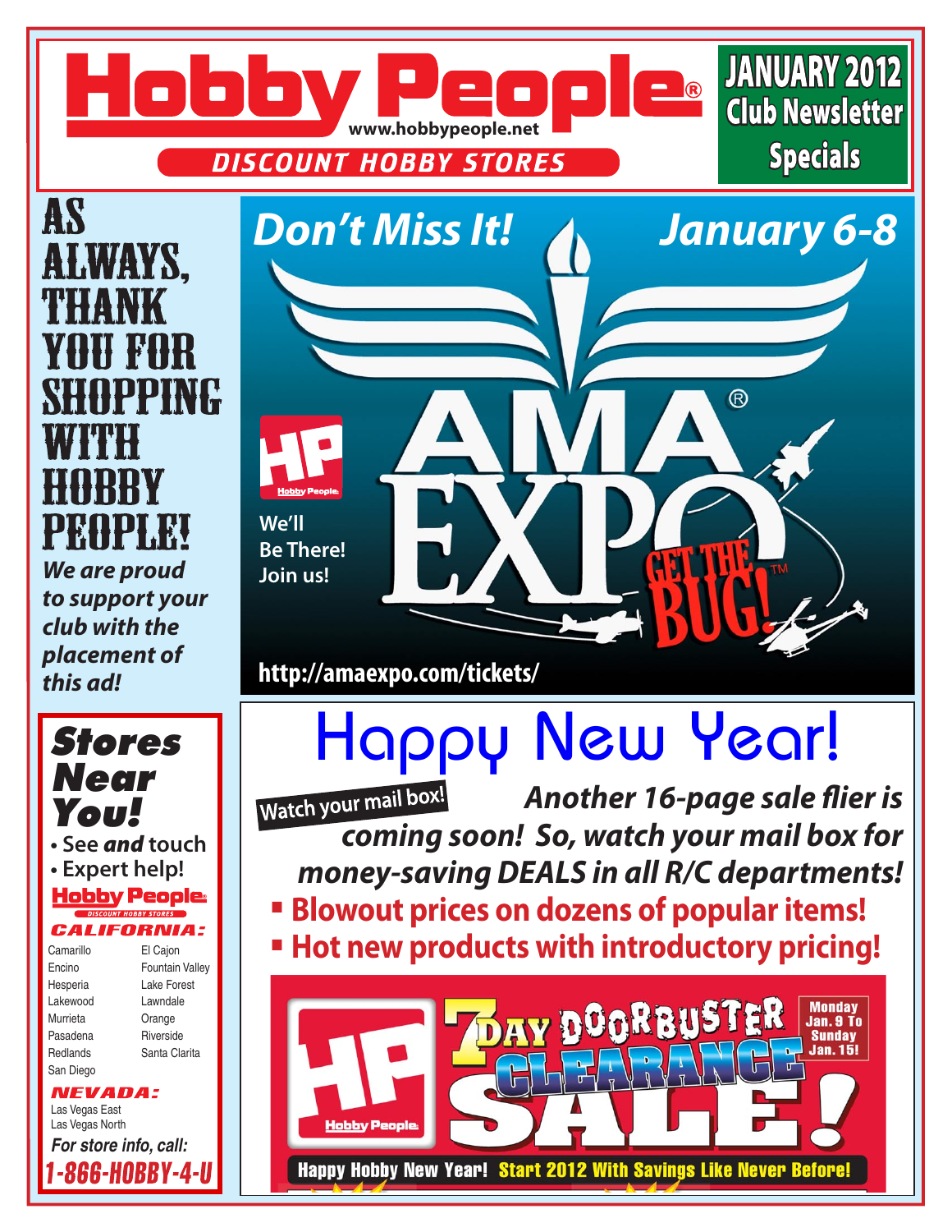# Hobby People®

www.hobbypeople.net

DISCOUNT HOBBY STORES

**JANUARY 2012 Club Newsletter Specials**

## AS ALWAYS, THANK YOU FOR SHOPPING WITH HOBBY PEOPLE!

***We are proud to support your club with the placement of this ad!***

## *Don't Miss It!* *January 6-8*

AMA® EXPO GET THE BUG!™

HP Hobby People

**We'll Be There! Join us!**

**http://amaexpo.com/tickets/**

## Stores Near You!

- See *and* touch
- Expert help!

**Hobby People®** DISCOUNT HOBBY STORES

***CALIFORNIA:***

| | |
|---|---|
| Camarillo | El Cajon |
| Encino | Fountain Valley |
| Hesperia | Lake Forest |
| Lakewood | Lawndale |
| Murrieta | Orange |
| Pasadena | Riverside |
| Redlands | Santa Clarita |
| San Diego | |

***NEVADA:***

Las Vegas East
Las Vegas North

*For store info, call:*

**1-866-HOBBY-4-U**

# Happy New Year!

**Watch your mail box!**

***Another 16-page sale flier is coming soon! So, watch your mail box for money-saving DEALS in all R/C departments!***

- **Blowout prices on dozens of popular items!**
- **Hot new products with introductory pricing!**

HP Hobby People

**7 DAY DOORBUSTER CLEARANCE SALE!**

**Monday Jan. 9 To Sunday Jan. 15!**

**Happy Hobby New Year! Start 2012 With Savings Like Never Before!**